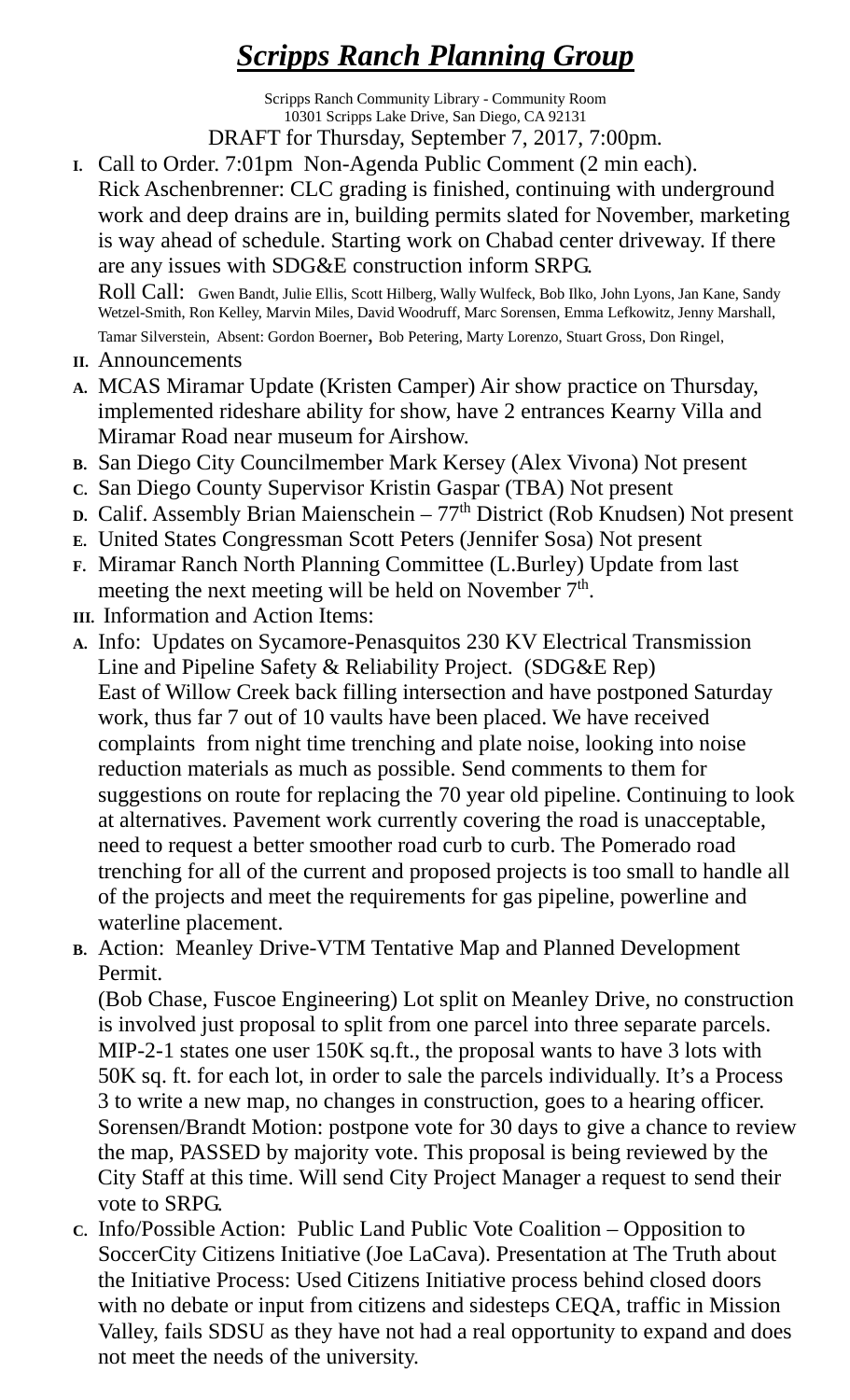# ***Scripps Ranch Planning Group***

Scripps Ranch Community Library - Community Room
10301 Scripps Lake Drive, San Diego, CA 92131
DRAFT for Thursday, September 7, 2017, 7:00pm.

**I.** Call to Order. 7:01pm Non-Agenda Public Comment (2 min each).
Rick Aschenbrenner: CLC grading is finished, continuing with underground work and deep drains are in, building permits slated for November, marketing is way ahead of schedule. Starting work on Chabad center driveway. If there are any issues with SDG&E construction inform SRPG.

Roll Call: Gwen Bandt, Julie Ellis, Scott Hilberg, Wally Wulfeck, Bob Ilko, John Lyons, Jan Kane, Sandy Wetzel-Smith, Ron Kelley, Marvin Miles, David Woodruff, Marc Sorensen, Emma Lefkowitz, Jenny Marshall, Tamar Silverstein, Absent: Gordon Boerner, Bob Petering, Marty Lorenzo, Stuart Gross, Don Ringel,

**II.** Announcements

**A.** MCAS Miramar Update (Kristen Camper) Air show practice on Thursday, implemented rideshare ability for show, have 2 entrances Kearny Villa and Miramar Road near museum for Airshow.

**B.** San Diego City Councilmember Mark Kersey (Alex Vivona) Not present

**C.** San Diego County Supervisor Kristin Gaspar (TBA) Not present

**D.** Calif. Assembly Brian Maienschein – 77th District (Rob Knudsen) Not present

**E.** United States Congressman Scott Peters (Jennifer Sosa) Not present

**F.** Miramar Ranch North Planning Committee (L.Burley) Update from last meeting the next meeting will be held on November 7th.

**III.** Information and Action Items:

**A.** Info: Updates on Sycamore-Penasquitos 230 KV Electrical Transmission Line and Pipeline Safety & Reliability Project. (SDG&E Rep)
East of Willow Creek back filling intersection and have postponed Saturday work, thus far 7 out of 10 vaults have been placed. We have received complaints from night time trenching and plate noise, looking into noise reduction materials as much as possible. Send comments to them for suggestions on route for replacing the 70 year old pipeline. Continuing to look at alternatives. Pavement work currently covering the road is unacceptable, need to request a better smoother road curb to curb. The Pomerado road trenching for all of the current and proposed projects is too small to handle all of the projects and meet the requirements for gas pipeline, powerline and waterline placement.

**B.** Action: Meanley Drive-VTM Tentative Map and Planned Development Permit.
(Bob Chase, Fuscoe Engineering) Lot split on Meanley Drive, no construction is involved just proposal to split from one parcel into three separate parcels. MIP-2-1 states one user 150K sq.ft., the proposal wants to have 3 lots with 50K sq. ft. for each lot, in order to sale the parcels individually. It's a Process 3 to write a new map, no changes in construction, goes to a hearing officer. Sorensen/Brandt Motion: postpone vote for 30 days to give a chance to review the map, PASSED by majority vote. This proposal is being reviewed by the City Staff at this time. Will send City Project Manager a request to send their vote to SRPG.

**C.** Info/Possible Action: Public Land Public Vote Coalition – Opposition to SoccerCity Citizens Initiative (Joe LaCava). Presentation at The Truth about the Initiative Process: Used Citizens Initiative process behind closed doors with no debate or input from citizens and sidesteps CEQA, traffic in Mission Valley, fails SDSU as they have not had a real opportunity to expand and does not meet the needs of the university.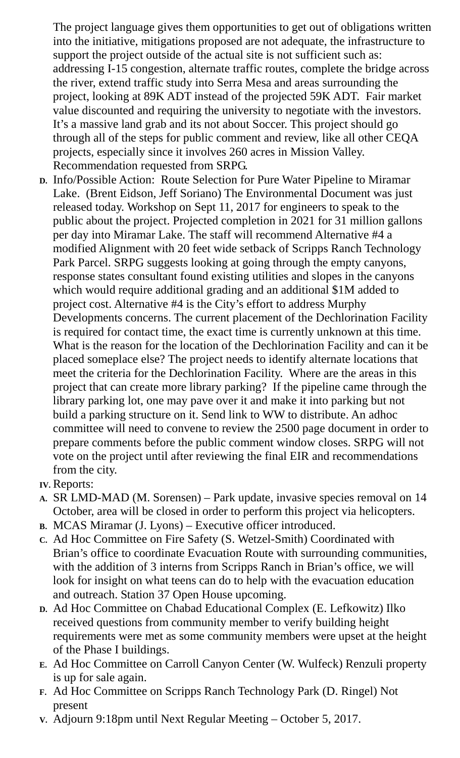The project language gives them opportunities to get out of obligations written into the initiative, mitigations proposed are not adequate, the infrastructure to support the project outside of the actual site is not sufficient such as: addressing I-15 congestion, alternate traffic routes, complete the bridge across the river, extend traffic study into Serra Mesa and areas surrounding the project, looking at 89K ADT instead of the projected 59K ADT. Fair market value discounted and requiring the university to negotiate with the investors. It's a massive land grab and its not about Soccer. This project should go through all of the steps for public comment and review, like all other CEQA projects, especially since it involves 260 acres in Mission Valley. Recommendation requested from SRPG.

D. Info/Possible Action: Route Selection for Pure Water Pipeline to Miramar Lake. (Brent Eidson, Jeff Soriano) The Environmental Document was just released today. Workshop on Sept 11, 2017 for engineers to speak to the public about the project. Projected completion in 2021 for 31 million gallons per day into Miramar Lake. The staff will recommend Alternative #4 a modified Alignment with 20 feet wide setback of Scripps Ranch Technology Park Parcel. SRPG suggests looking at going through the empty canyons, response states consultant found existing utilities and slopes in the canyons which would require additional grading and an additional $1M added to project cost. Alternative #4 is the City's effort to address Murphy Developments concerns. The current placement of the Dechlorination Facility is required for contact time, the exact time is currently unknown at this time. What is the reason for the location of the Dechlorination Facility and can it be placed someplace else? The project needs to identify alternate locations that meet the criteria for the Dechlorination Facility. Where are the areas in this project that can create more library parking? If the pipeline came through the library parking lot, one may pave over it and make it into parking but not build a parking structure on it. Send link to WW to distribute. An adhoc committee will need to convene to review the 2500 page document in order to prepare comments before the public comment window closes. SRPG will not vote on the project until after reviewing the final EIR and recommendations from the city.

IV. Reports:

A. SR LMD-MAD (M. Sorensen) – Park update, invasive species removal on 14 October, area will be closed in order to perform this project via helicopters.

B. MCAS Miramar (J. Lyons) – Executive officer introduced.

C. Ad Hoc Committee on Fire Safety (S. Wetzel-Smith) Coordinated with Brian's office to coordinate Evacuation Route with surrounding communities, with the addition of 3 interns from Scripps Ranch in Brian's office, we will look for insight on what teens can do to help with the evacuation education and outreach. Station 37 Open House upcoming.

D. Ad Hoc Committee on Chabad Educational Complex (E. Lefkowitz) Ilko received questions from community member to verify building height requirements were met as some community members were upset at the height of the Phase I buildings.

E. Ad Hoc Committee on Carroll Canyon Center (W. Wulfeck) Renzuli property is up for sale again.

F. Ad Hoc Committee on Scripps Ranch Technology Park (D. Ringel) Not present

V. Adjourn 9:18pm until Next Regular Meeting – October 5, 2017.